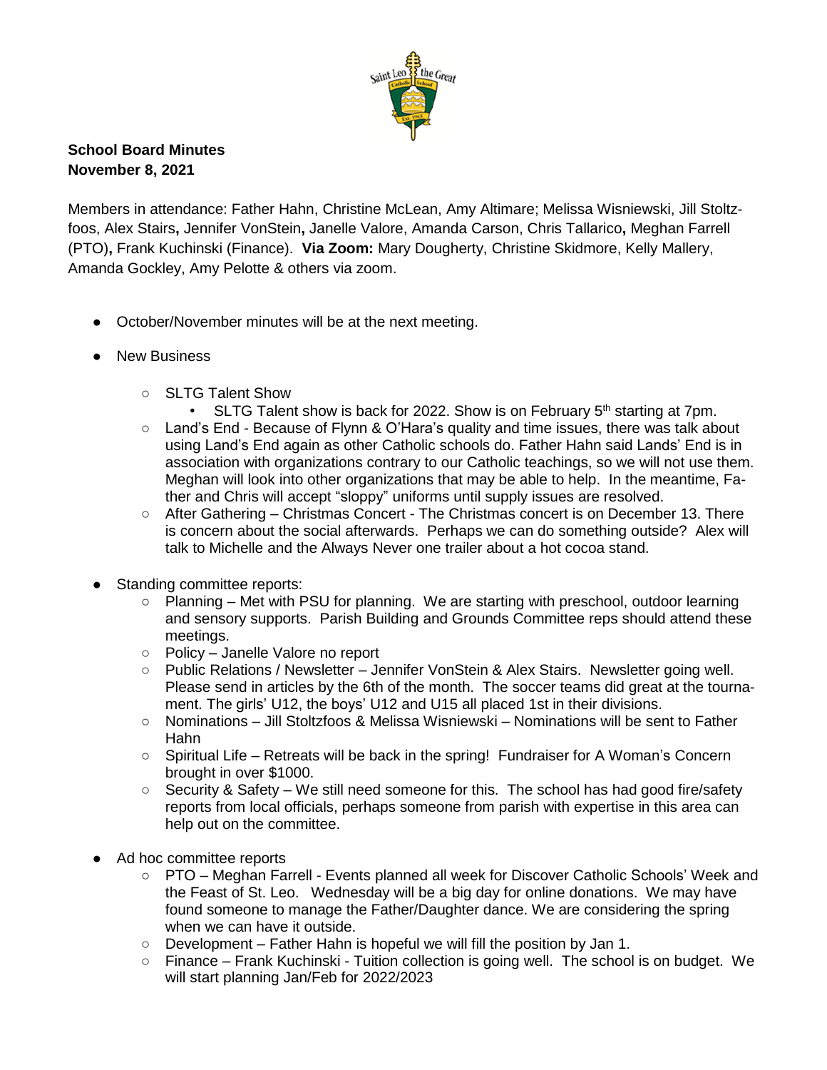**School Board Minutes**
**November 8, 2021**

Members in attendance: Father Hahn, Christine McLean, Amy Altimare; Melissa Wisniewski, Jill Stoltzfoos, Alex Stairs**,** Jennifer VonStein**,** Janelle Valore, Amanda Carson, Chris Tallarico**,** Meghan Farrell (PTO)**,** Frank Kuchinski (Finance). **Via Zoom:** Mary Dougherty, Christine Skidmore, Kelly Mallery, Amanda Gockley, Amy Pelotte & others via zoom.

- October/November minutes will be at the next meeting.
- New Business
  - SLTG Talent Show
    - SLTG Talent show is back for 2022. Show is on February 5th starting at 7pm.
  - Land's End - Because of Flynn & O'Hara's quality and time issues, there was talk about using Land's End again as other Catholic schools do. Father Hahn said Lands' End is in association with organizations contrary to our Catholic teachings, so we will not use them. Meghan will look into other organizations that may be able to help. In the meantime, Father and Chris will accept "sloppy" uniforms until supply issues are resolved.
  - After Gathering – Christmas Concert - The Christmas concert is on December 13. There is concern about the social afterwards. Perhaps we can do something outside? Alex will talk to Michelle and the Always Never one trailer about a hot cocoa stand.
- Standing committee reports:
  - Planning – Met with PSU for planning. We are starting with preschool, outdoor learning and sensory supports. Parish Building and Grounds Committee reps should attend these meetings.
  - Policy – Janelle Valore no report
  - Public Relations / Newsletter – Jennifer VonStein & Alex Stairs. Newsletter going well. Please send in articles by the 6th of the month. The soccer teams did great at the tournament. The girls' U12, the boys' U12 and U15 all placed 1st in their divisions.
  - Nominations – Jill Stoltzfoos & Melissa Wisniewski – Nominations will be sent to Father Hahn
  - Spiritual Life – Retreats will be back in the spring! Fundraiser for A Woman's Concern brought in over $1000.
  - Security & Safety – We still need someone for this. The school has had good fire/safety reports from local officials, perhaps someone from parish with expertise in this area can help out on the committee.
- Ad hoc committee reports
  - PTO – Meghan Farrell - Events planned all week for Discover Catholic Schools' Week and the Feast of St. Leo. Wednesday will be a big day for online donations. We may have found someone to manage the Father/Daughter dance. We are considering the spring when we can have it outside.
  - Development – Father Hahn is hopeful we will fill the position by Jan 1.
  - Finance – Frank Kuchinski - Tuition collection is going well. The school is on budget. We will start planning Jan/Feb for 2022/2023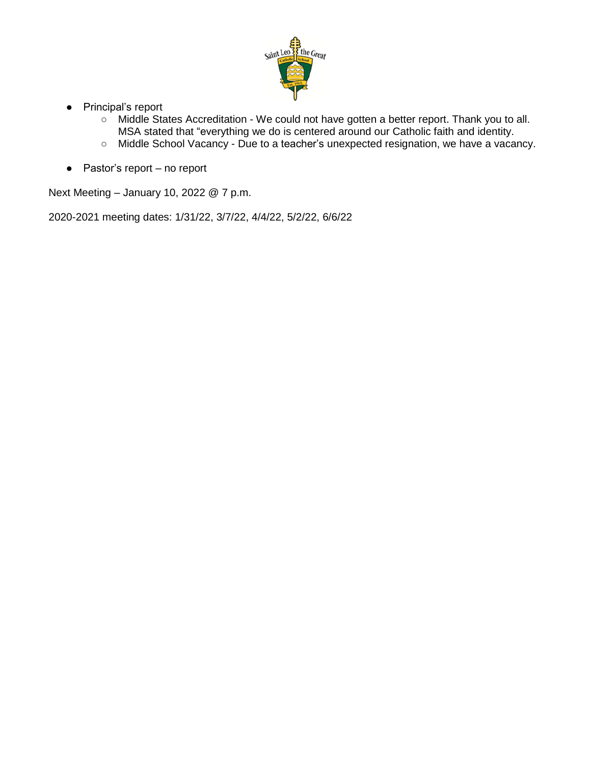- Principal's report
  - Middle States Accreditation - We could not have gotten a better report. Thank you to all. MSA stated that "everything we do is centered around our Catholic faith and identity.
  - Middle School Vacancy - Due to a teacher's unexpected resignation, we have a vacancy.

- Pastor's report – no report

Next Meeting – January 10, 2022 @ 7 p.m.

2020-2021 meeting dates: 1/31/22, 3/7/22, 4/4/22, 5/2/22, 6/6/22